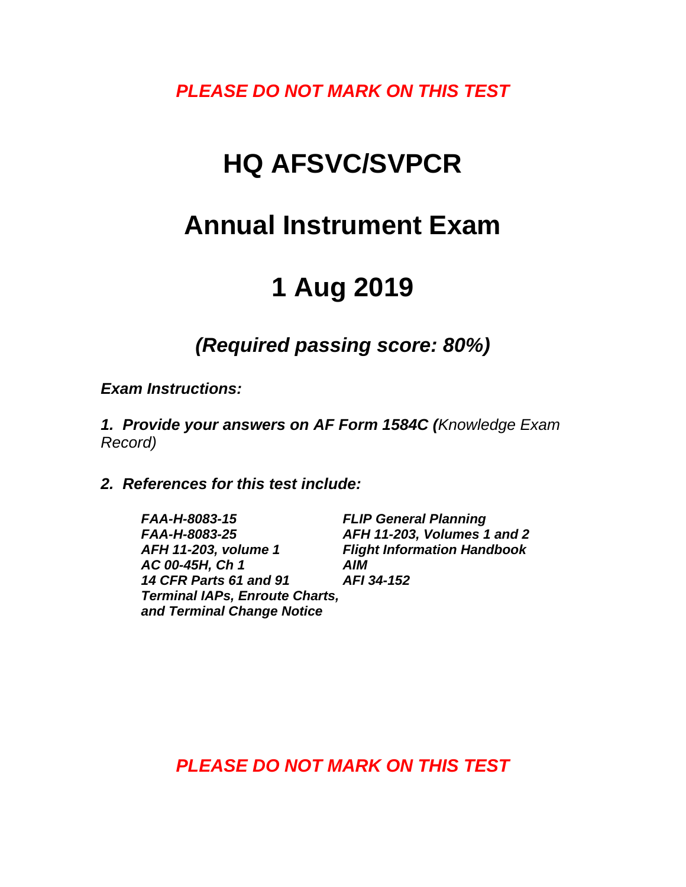***PLEASE DO NOT MARK ON THIS TEST***

# HQ AFSVC/SVPCR

# Annual Instrument Exam

# 1 Aug 2019

## *(Required passing score: 80%)*

***Exam Instructions:***

***1. Provide your answers on AF Form 1584C (****Knowledge Exam Record)*

***2. References for this test include:***

| | |
|---|---|
| ***FAA-H-8083-15*** | ***FLIP General Planning*** |
| ***FAA-H-8083-25*** | ***AFH 11-203, Volumes 1 and 2*** |
| ***AFH 11-203, volume 1*** | ***Flight Information Handbook*** |
| ***AC 00-45H, Ch 1*** | ***AIM*** |
| ***14 CFR Parts 61 and 91*** | ***AFI 34-152*** |
| ***Terminal IAPs, Enroute Charts, and Terminal Change Notice*** | |

***PLEASE DO NOT MARK ON THIS TEST***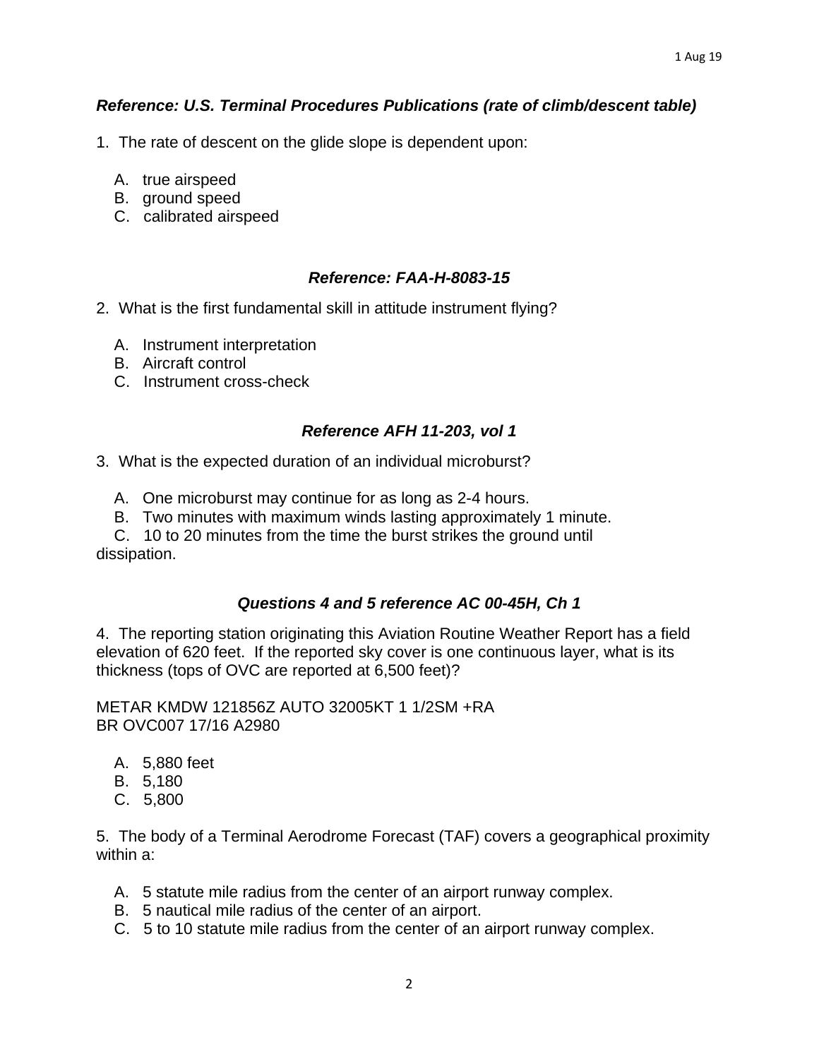***Reference: U.S. Terminal Procedures Publications (rate of climb/descent table)***

1. The rate of descent on the glide slope is dependent upon:

   A. true airspeed
   B. ground speed
   C. calibrated airspeed

***Reference: FAA-H-8083-15***

2. What is the first fundamental skill in attitude instrument flying?

   A. Instrument interpretation
   B. Aircraft control
   C. Instrument cross-check

***Reference AFH 11-203, vol 1***

3. What is the expected duration of an individual microburst?

   A. One microburst may continue for as long as 2-4 hours.
   B. Two minutes with maximum winds lasting approximately 1 minute.
   C. 10 to 20 minutes from the time the burst strikes the ground until dissipation.

***Questions 4 and 5 reference AC 00-45H, Ch 1***

4. The reporting station originating this Aviation Routine Weather Report has a field elevation of 620 feet. If the reported sky cover is one continuous layer, what is its thickness (tops of OVC are reported at 6,500 feet)?

METAR KMDW 121856Z AUTO 32005KT 1 1/2SM +RA
BR OVC007 17/16 A2980

   A. 5,880 feet
   B. 5,180
   C. 5,800

5. The body of a Terminal Aerodrome Forecast (TAF) covers a geographical proximity within a:

   A. 5 statute mile radius from the center of an airport runway complex.
   B. 5 nautical mile radius of the center of an airport.
   C. 5 to 10 statute mile radius from the center of an airport runway complex.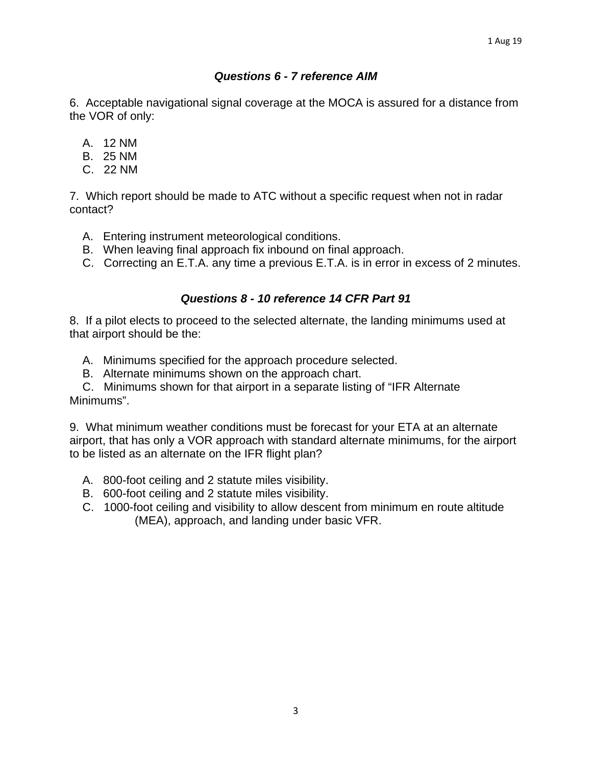### *Questions 6 - 7 reference AIM*

6. Acceptable navigational signal coverage at the MOCA is assured for a distance from the VOR of only:

A. 12 NM
B. 25 NM
C. 22 NM

7. Which report should be made to ATC without a specific request when not in radar contact?

A. Entering instrument meteorological conditions.
B. When leaving final approach fix inbound on final approach.
C. Correcting an E.T.A. any time a previous E.T.A. is in error in excess of 2 minutes.

### *Questions 8 - 10 reference 14 CFR Part 91*

8. If a pilot elects to proceed to the selected alternate, the landing minimums used at that airport should be the:

A. Minimums specified for the approach procedure selected.
B. Alternate minimums shown on the approach chart.
C. Minimums shown for that airport in a separate listing of “IFR Alternate Minimums”.

9. What minimum weather conditions must be forecast for your ETA at an alternate airport, that has only a VOR approach with standard alternate minimums, for the airport to be listed as an alternate on the IFR flight plan?

A. 800-foot ceiling and 2 statute miles visibility.
B. 600-foot ceiling and 2 statute miles visibility.
C. 1000-foot ceiling and visibility to allow descent from minimum en route altitude (MEA), approach, and landing under basic VFR.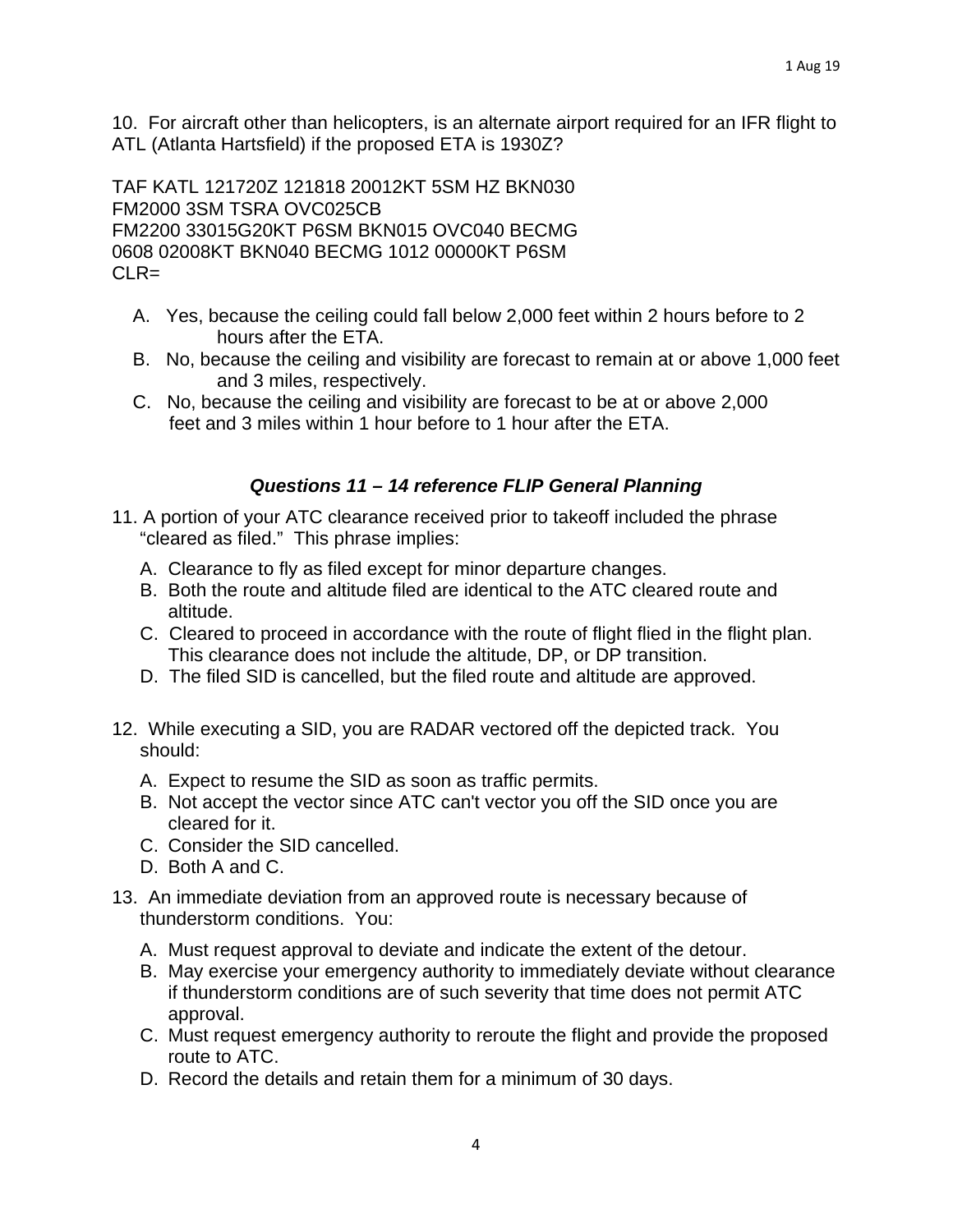10. For aircraft other than helicopters, is an alternate airport required for an IFR flight to ATL (Atlanta Hartsfield) if the proposed ETA is 1930Z?

TAF KATL 121720Z 121818 20012KT 5SM HZ BKN030
FM2000 3SM TSRA OVC025CB
FM2200 33015G20KT P6SM BKN015 OVC040 BECMG
0608 02008KT BKN040 BECMG 1012 00000KT P6SM
CLR=

A. Yes, because the ceiling could fall below 2,000 feet within 2 hours before to 2 hours after the ETA.
B. No, because the ceiling and visibility are forecast to remain at or above 1,000 feet and 3 miles, respectively.
C. No, because the ceiling and visibility are forecast to be at or above 2,000 feet and 3 miles within 1 hour before to 1 hour after the ETA.

### *Questions 11 – 14 reference FLIP General Planning*

11. A portion of your ATC clearance received prior to takeoff included the phrase "cleared as filed." This phrase implies:

A. Clearance to fly as filed except for minor departure changes.
B. Both the route and altitude filed are identical to the ATC cleared route and altitude.
C. Cleared to proceed in accordance with the route of flight flied in the flight plan. This clearance does not include the altitude, DP, or DP transition.
D. The filed SID is cancelled, but the filed route and altitude are approved.

12. While executing a SID, you are RADAR vectored off the depicted track. You should:

A. Expect to resume the SID as soon as traffic permits.
B. Not accept the vector since ATC can't vector you off the SID once you are cleared for it.
C. Consider the SID cancelled.
D. Both A and C.

13. An immediate deviation from an approved route is necessary because of thunderstorm conditions. You:

A. Must request approval to deviate and indicate the extent of the detour.
B. May exercise your emergency authority to immediately deviate without clearance if thunderstorm conditions are of such severity that time does not permit ATC approval.
C. Must request emergency authority to reroute the flight and provide the proposed route to ATC.
D. Record the details and retain them for a minimum of 30 days.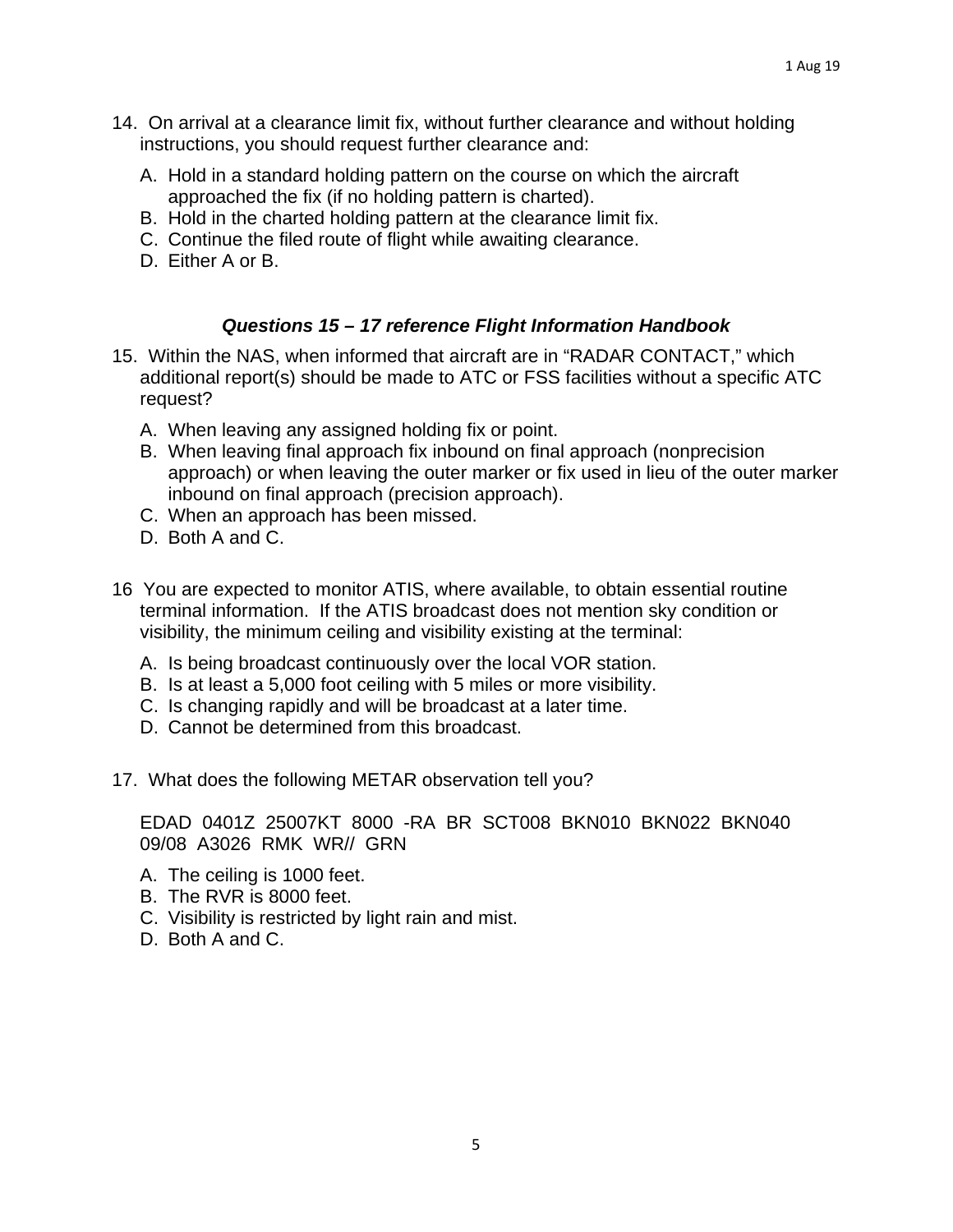14. On arrival at a clearance limit fix, without further clearance and without holding instructions, you should request further clearance and:

    A. Hold in a standard holding pattern on the course on which the aircraft approached the fix (if no holding pattern is charted).
    B. Hold in the charted holding pattern at the clearance limit fix.
    C. Continue the filed route of flight while awaiting clearance.
    D. Either A or B.

### ***Questions 15 – 17 reference Flight Information Handbook***

15. Within the NAS, when informed that aircraft are in "RADAR CONTACT," which additional report(s) should be made to ATC or FSS facilities without a specific ATC request?

    A. When leaving any assigned holding fix or point.
    B. When leaving final approach fix inbound on final approach (nonprecision approach) or when leaving the outer marker or fix used in lieu of the outer marker inbound on final approach (precision approach).
    C. When an approach has been missed.
    D. Both A and C.

16 You are expected to monitor ATIS, where available, to obtain essential routine terminal information. If the ATIS broadcast does not mention sky condition or visibility, the minimum ceiling and visibility existing at the terminal:

    A. Is being broadcast continuously over the local VOR station.
    B. Is at least a 5,000 foot ceiling with 5 miles or more visibility.
    C. Is changing rapidly and will be broadcast at a later time.
    D. Cannot be determined from this broadcast.

17. What does the following METAR observation tell you?

    EDAD 0401Z 25007KT 8000 -RA BR SCT008 BKN010 BKN022 BKN040 09/08 A3026 RMK WR// GRN

    A. The ceiling is 1000 feet.
    B. The RVR is 8000 feet.
    C. Visibility is restricted by light rain and mist.
    D. Both A and C.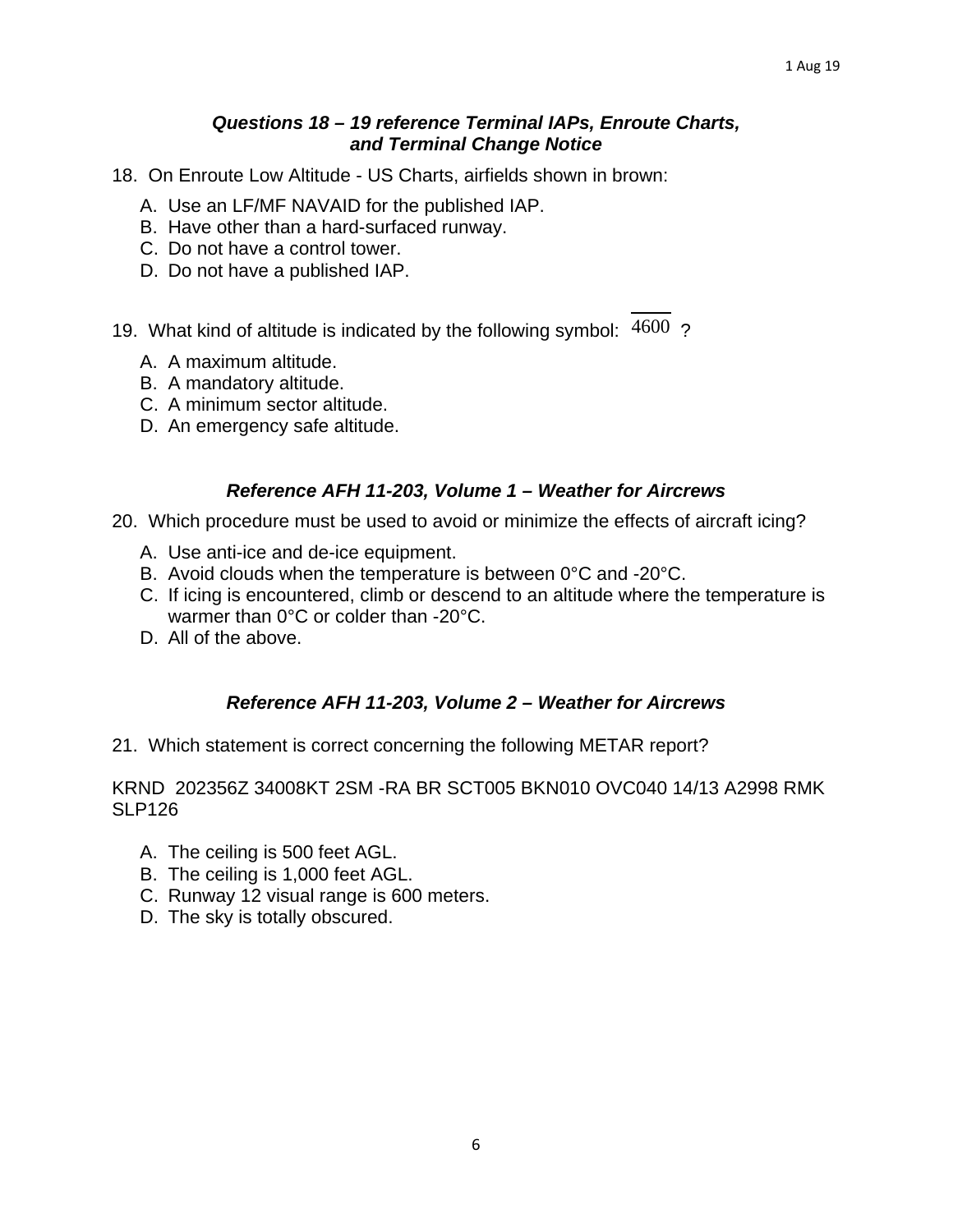### *Questions 18 – 19 reference Terminal IAPs, Enroute Charts, and Terminal Change Notice*

18. On Enroute Low Altitude - US Charts, airfields shown in brown:

   A. Use an LF/MF NAVAID for the published IAP.
   B. Have other than a hard-surfaced runway.
   C. Do not have a control tower.
   D. Do not have a published IAP.

19. What kind of altitude is indicated by the following symbol: $\overline{4600}$ ?

   A. A maximum altitude.
   B. A mandatory altitude.
   C. A minimum sector altitude.
   D. An emergency safe altitude.

### *Reference AFH 11-203, Volume 1 – Weather for Aircrews*

20. Which procedure must be used to avoid or minimize the effects of aircraft icing?

   A. Use anti-ice and de-ice equipment.
   B. Avoid clouds when the temperature is between 0°C and -20°C.
   C. If icing is encountered, climb or descend to an altitude where the temperature is warmer than 0°C or colder than -20°C.
   D. All of the above.

### *Reference AFH 11-203, Volume 2 – Weather for Aircrews*

21. Which statement is correct concerning the following METAR report?

KRND 202356Z 34008KT 2SM -RA BR SCT005 BKN010 OVC040 14/13 A2998 RMK SLP126

   A. The ceiling is 500 feet AGL.
   B. The ceiling is 1,000 feet AGL.
   C. Runway 12 visual range is 600 meters.
   D. The sky is totally obscured.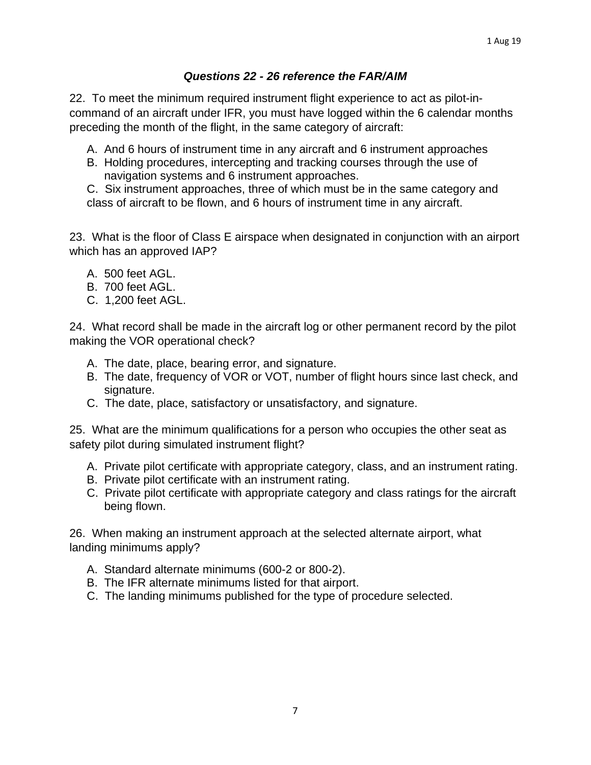***Questions 22 - 26 reference the FAR/AIM***

22. To meet the minimum required instrument flight experience to act as pilot-in-command of an aircraft under IFR, you must have logged within the 6 calendar months preceding the month of the flight, in the same category of aircraft:

A. And 6 hours of instrument time in any aircraft and 6 instrument approaches
B. Holding procedures, intercepting and tracking courses through the use of navigation systems and 6 instrument approaches.
C. Six instrument approaches, three of which must be in the same category and class of aircraft to be flown, and 6 hours of instrument time in any aircraft.

23. What is the floor of Class E airspace when designated in conjunction with an airport which has an approved IAP?

A. 500 feet AGL.
B. 700 feet AGL.
C. 1,200 feet AGL.

24. What record shall be made in the aircraft log or other permanent record by the pilot making the VOR operational check?

A. The date, place, bearing error, and signature.
B. The date, frequency of VOR or VOT, number of flight hours since last check, and signature.
C. The date, place, satisfactory or unsatisfactory, and signature.

25. What are the minimum qualifications for a person who occupies the other seat as safety pilot during simulated instrument flight?

A. Private pilot certificate with appropriate category, class, and an instrument rating.
B. Private pilot certificate with an instrument rating.
C. Private pilot certificate with appropriate category and class ratings for the aircraft being flown.

26. When making an instrument approach at the selected alternate airport, what landing minimums apply?

A. Standard alternate minimums (600-2 or 800-2).
B. The IFR alternate minimums listed for that airport.
C. The landing minimums published for the type of procedure selected.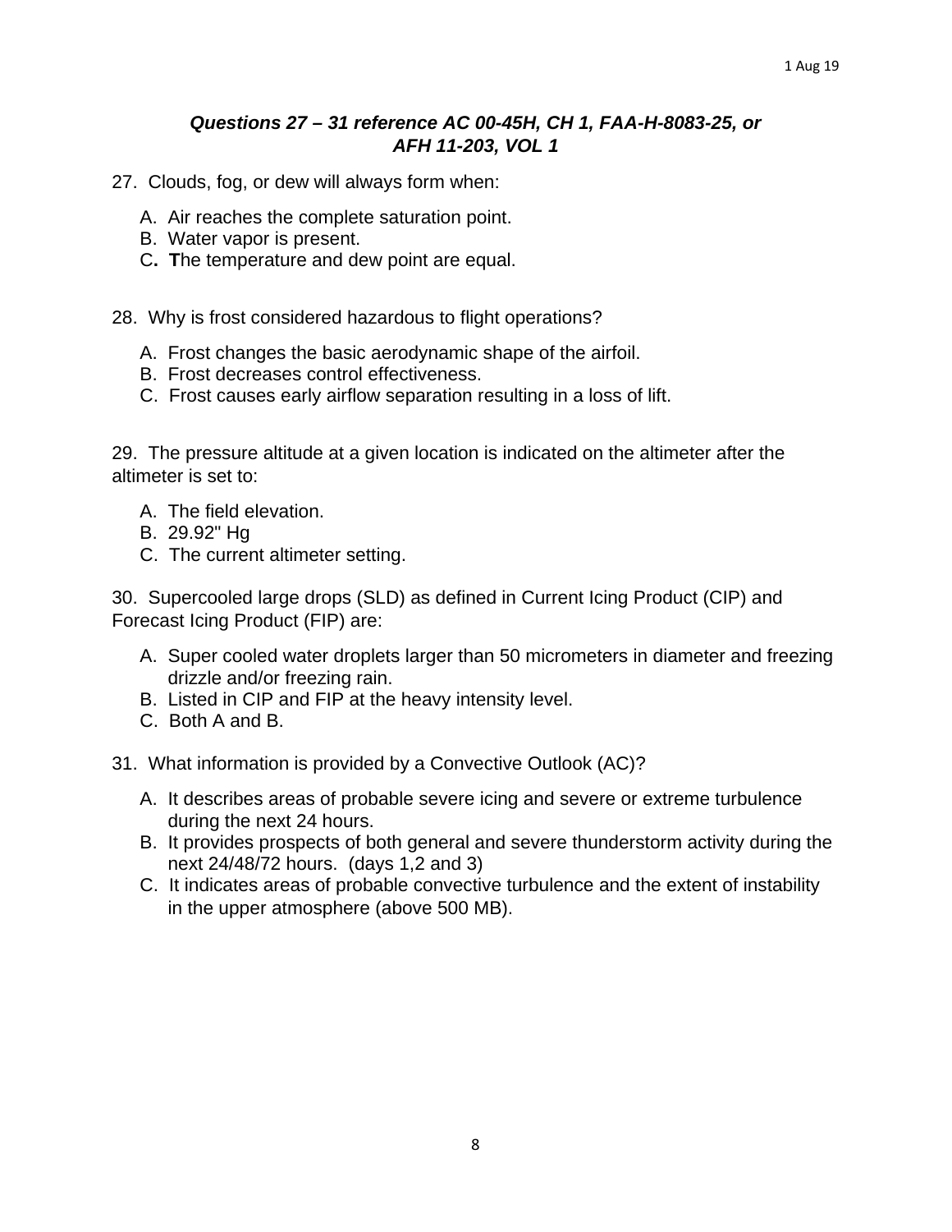***Questions 27 – 31 reference AC 00-45H, CH 1, FAA-H-8083-25, or AFH 11-203, VOL 1***

27. Clouds, fog, or dew will always form when:

A. Air reaches the complete saturation point.
B. Water vapor is present.
C. **T**he temperature and dew point are equal.

28. Why is frost considered hazardous to flight operations?

A. Frost changes the basic aerodynamic shape of the airfoil.
B. Frost decreases control effectiveness.
C. Frost causes early airflow separation resulting in a loss of lift.

29. The pressure altitude at a given location is indicated on the altimeter after the altimeter is set to:

A. The field elevation.
B. 29.92" Hg
C. The current altimeter setting.

30. Supercooled large drops (SLD) as defined in Current Icing Product (CIP) and Forecast Icing Product (FIP) are:

A. Super cooled water droplets larger than 50 micrometers in diameter and freezing drizzle and/or freezing rain.
B. Listed in CIP and FIP at the heavy intensity level.
C. Both A and B.

31. What information is provided by a Convective Outlook (AC)?

A. It describes areas of probable severe icing and severe or extreme turbulence during the next 24 hours.
B. It provides prospects of both general and severe thunderstorm activity during the next 24/48/72 hours. (days 1,2 and 3)
C. It indicates areas of probable convective turbulence and the extent of instability in the upper atmosphere (above 500 MB).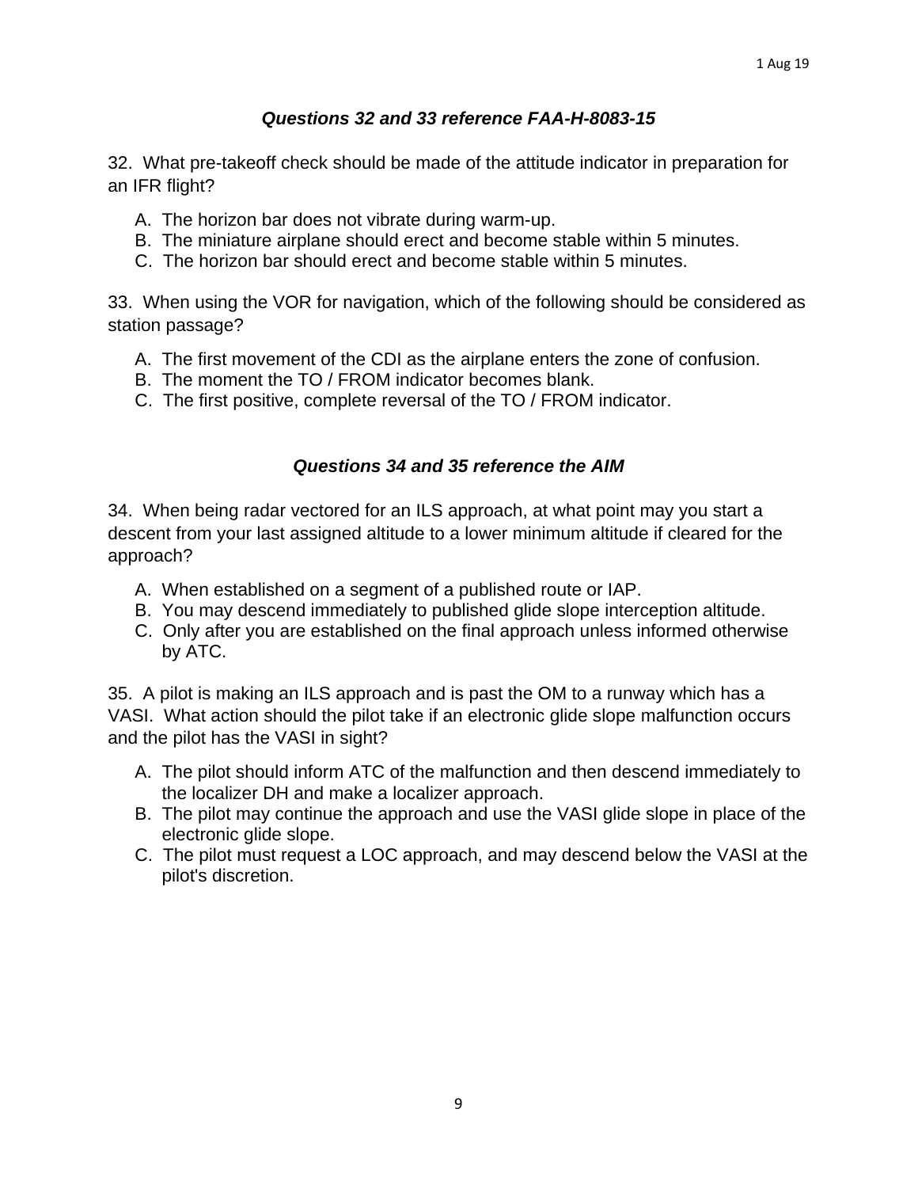### *Questions 32 and 33 reference FAA-H-8083-15*

32. What pre-takeoff check should be made of the attitude indicator in preparation for an IFR flight?

A. The horizon bar does not vibrate during warm-up.
B. The miniature airplane should erect and become stable within 5 minutes.
C. The horizon bar should erect and become stable within 5 minutes.

33. When using the VOR for navigation, which of the following should be considered as station passage?

A. The first movement of the CDI as the airplane enters the zone of confusion.
B. The moment the TO / FROM indicator becomes blank.
C. The first positive, complete reversal of the TO / FROM indicator.

### *Questions 34 and 35 reference the AIM*

34. When being radar vectored for an ILS approach, at what point may you start a descent from your last assigned altitude to a lower minimum altitude if cleared for the approach?

A. When established on a segment of a published route or IAP.
B. You may descend immediately to published glide slope interception altitude.
C. Only after you are established on the final approach unless informed otherwise by ATC.

35. A pilot is making an ILS approach and is past the OM to a runway which has a VASI. What action should the pilot take if an electronic glide slope malfunction occurs and the pilot has the VASI in sight?

A. The pilot should inform ATC of the malfunction and then descend immediately to the localizer DH and make a localizer approach.
B. The pilot may continue the approach and use the VASI glide slope in place of the electronic glide slope.
C. The pilot must request a LOC approach, and may descend below the VASI at the pilot's discretion.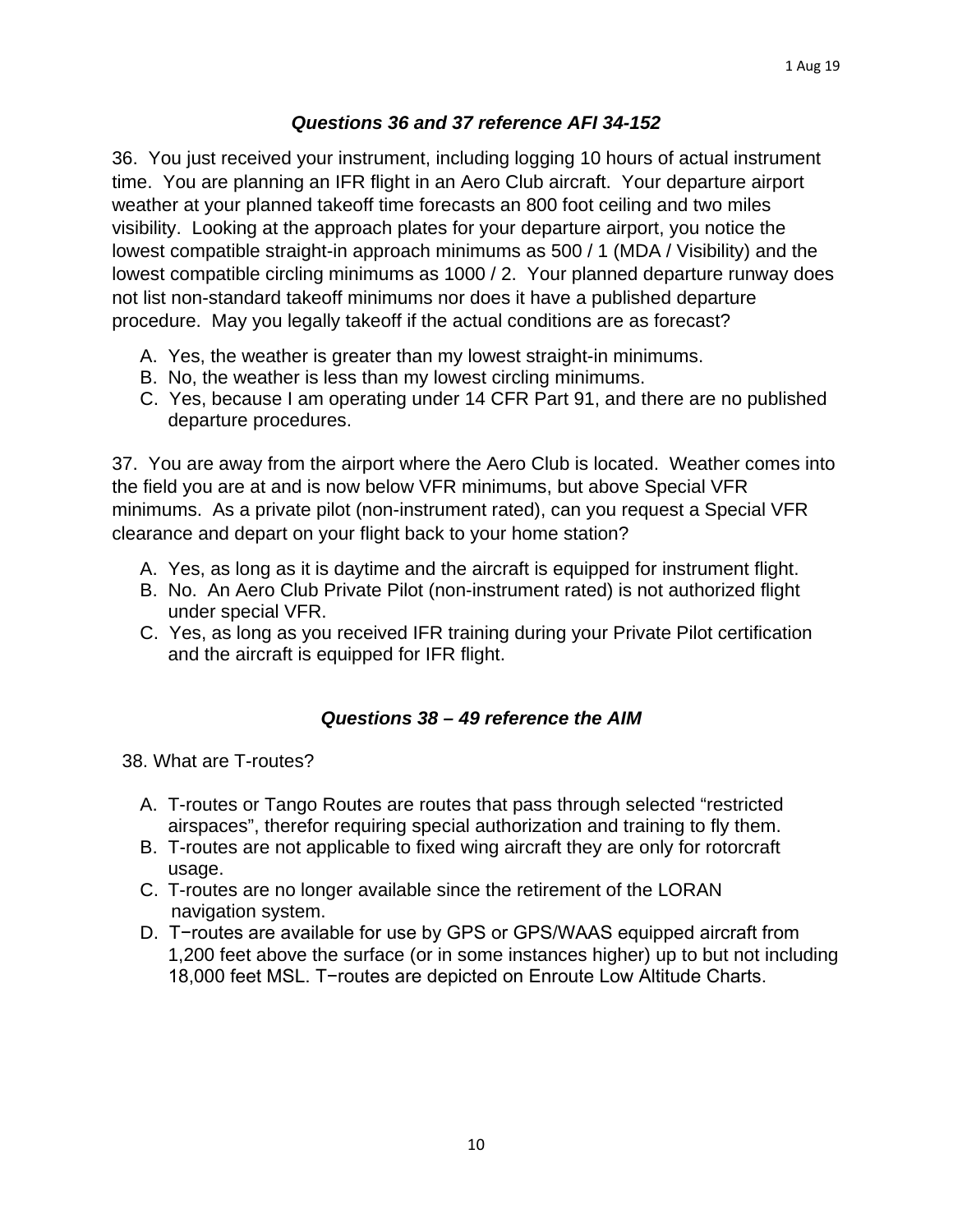### *Questions 36 and 37 reference AFI 34-152*

36. You just received your instrument, including logging 10 hours of actual instrument time. You are planning an IFR flight in an Aero Club aircraft. Your departure airport weather at your planned takeoff time forecasts an 800 foot ceiling and two miles visibility. Looking at the approach plates for your departure airport, you notice the lowest compatible straight-in approach minimums as 500 / 1 (MDA / Visibility) and the lowest compatible circling minimums as 1000 / 2. Your planned departure runway does not list non-standard takeoff minimums nor does it have a published departure procedure. May you legally takeoff if the actual conditions are as forecast?

A. Yes, the weather is greater than my lowest straight-in minimums.
B. No, the weather is less than my lowest circling minimums.
C. Yes, because I am operating under 14 CFR Part 91, and there are no published departure procedures.

37. You are away from the airport where the Aero Club is located. Weather comes into the field you are at and is now below VFR minimums, but above Special VFR minimums. As a private pilot (non-instrument rated), can you request a Special VFR clearance and depart on your flight back to your home station?

A. Yes, as long as it is daytime and the aircraft is equipped for instrument flight.
B. No. An Aero Club Private Pilot (non-instrument rated) is not authorized flight under special VFR.
C. Yes, as long as you received IFR training during your Private Pilot certification and the aircraft is equipped for IFR flight.

### *Questions 38 – 49 reference the AIM*

38. What are T-routes?

A. T-routes or Tango Routes are routes that pass through selected “restricted airspaces”, therefor requiring special authorization and training to fly them.
B. T-routes are not applicable to fixed wing aircraft they are only for rotorcraft usage.
C. T-routes are no longer available since the retirement of the LORAN navigation system.
D. T−routes are available for use by GPS or GPS/WAAS equipped aircraft from 1,200 feet above the surface (or in some instances higher) up to but not including 18,000 feet MSL. T−routes are depicted on Enroute Low Altitude Charts.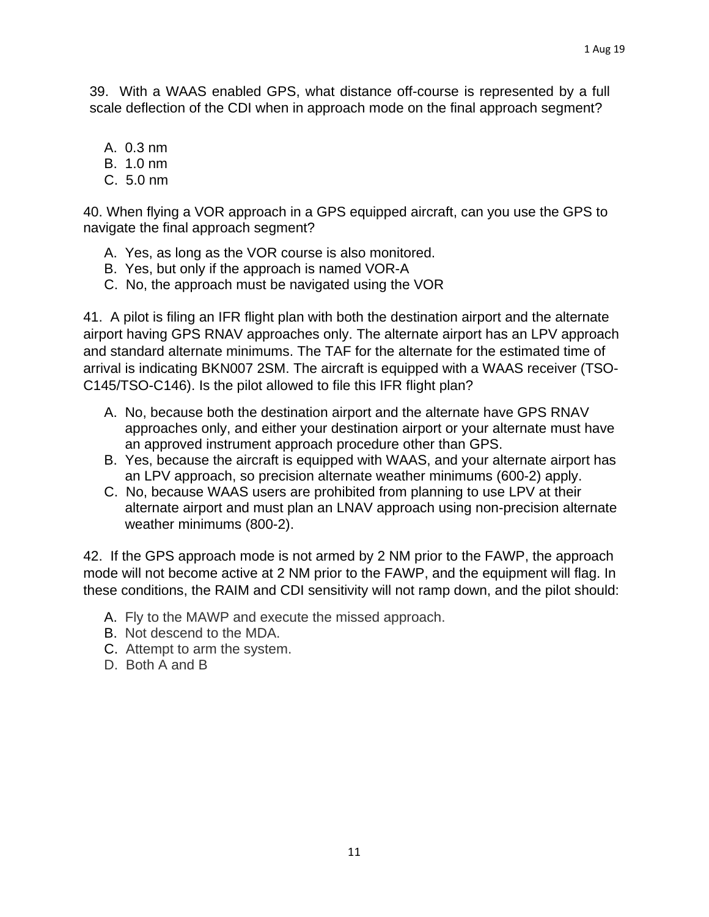39. With a WAAS enabled GPS, what distance off-course is represented by a full scale deflection of the CDI when in approach mode on the final approach segment?

A. 0.3 nm
B. 1.0 nm
C. 5.0 nm

40. When flying a VOR approach in a GPS equipped aircraft, can you use the GPS to navigate the final approach segment?

A. Yes, as long as the VOR course is also monitored.
B. Yes, but only if the approach is named VOR-A
C. No, the approach must be navigated using the VOR

41. A pilot is filing an IFR flight plan with both the destination airport and the alternate airport having GPS RNAV approaches only. The alternate airport has an LPV approach and standard alternate minimums. The TAF for the alternate for the estimated time of arrival is indicating BKN007 2SM. The aircraft is equipped with a WAAS receiver (TSO-C145/TSO-C146). Is the pilot allowed to file this IFR flight plan?

A. No, because both the destination airport and the alternate have GPS RNAV approaches only, and either your destination airport or your alternate must have an approved instrument approach procedure other than GPS.
B. Yes, because the aircraft is equipped with WAAS, and your alternate airport has an LPV approach, so precision alternate weather minimums (600-2) apply.
C. No, because WAAS users are prohibited from planning to use LPV at their alternate airport and must plan an LNAV approach using non-precision alternate weather minimums (800-2).

42. If the GPS approach mode is not armed by 2 NM prior to the FAWP, the approach mode will not become active at 2 NM prior to the FAWP, and the equipment will flag. In these conditions, the RAIM and CDI sensitivity will not ramp down, and the pilot should:

A. Fly to the MAWP and execute the missed approach.
B. Not descend to the MDA.
C. Attempt to arm the system.
D. Both A and B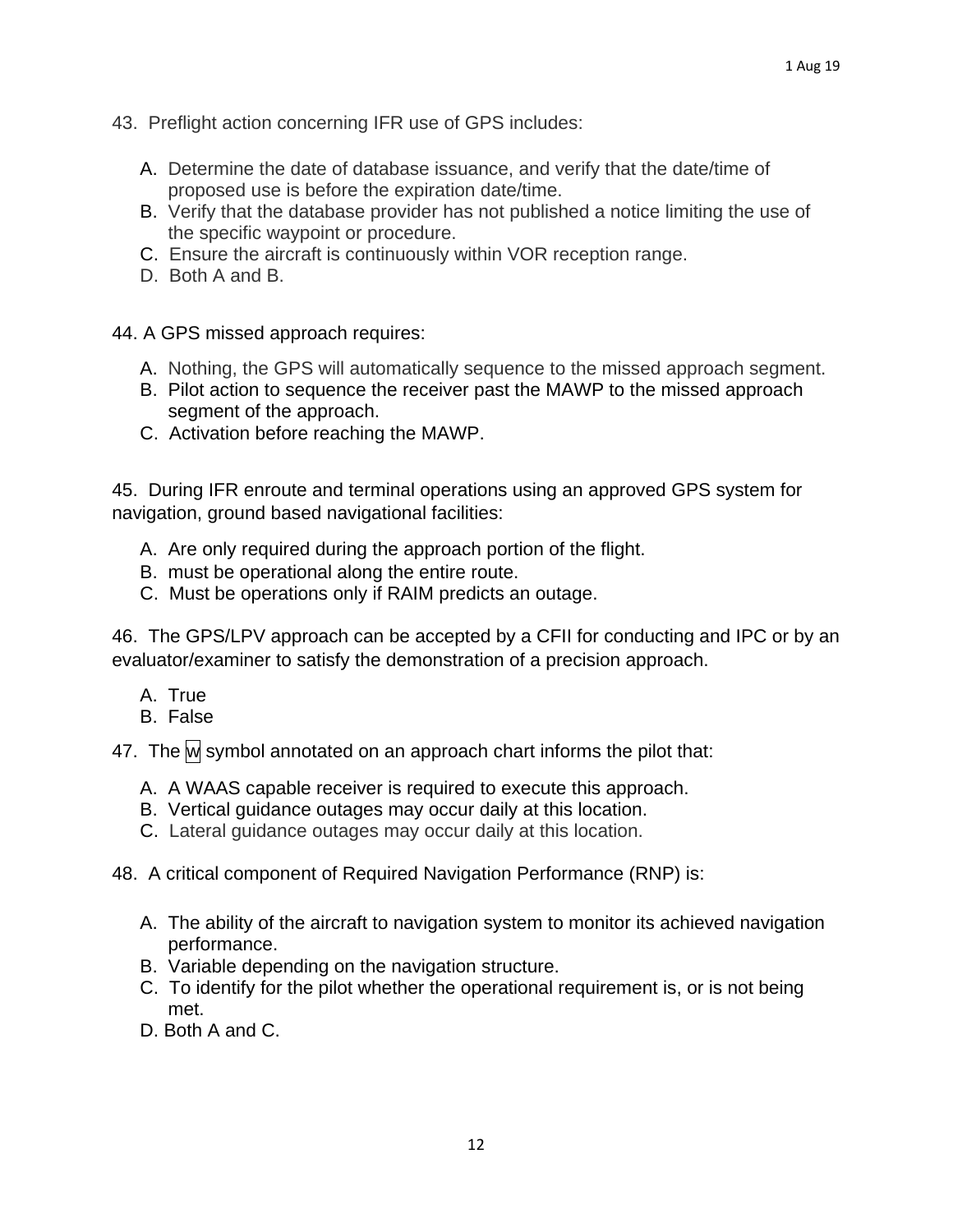43. Preflight action concerning IFR use of GPS includes:

A. Determine the date of database issuance, and verify that the date/time of proposed use is before the expiration date/time.
B. Verify that the database provider has not published a notice limiting the use of the specific waypoint or procedure.
C. Ensure the aircraft is continuously within VOR reception range.
D. Both A and B.

44. A GPS missed approach requires:

A. Nothing, the GPS will automatically sequence to the missed approach segment.
B. Pilot action to sequence the receiver past the MAWP to the missed approach segment of the approach.
C. Activation before reaching the MAWP.

45. During IFR enroute and terminal operations using an approved GPS system for navigation, ground based navigational facilities:

A. Are only required during the approach portion of the flight.
B. must be operational along the entire route.
C. Must be operations only if RAIM predicts an outage.

46. The GPS/LPV approach can be accepted by a CFII for conducting and IPC or by an evaluator/examiner to satisfy the demonstration of a precision approach.

A. True
B. False

47. The W symbol annotated on an approach chart informs the pilot that:

A. A WAAS capable receiver is required to execute this approach.
B. Vertical guidance outages may occur daily at this location.
C. Lateral guidance outages may occur daily at this location.

48. A critical component of Required Navigation Performance (RNP) is:

A. The ability of the aircraft to navigation system to monitor its achieved navigation performance.
B. Variable depending on the navigation structure.
C. To identify for the pilot whether the operational requirement is, or is not being met.
D. Both A and C.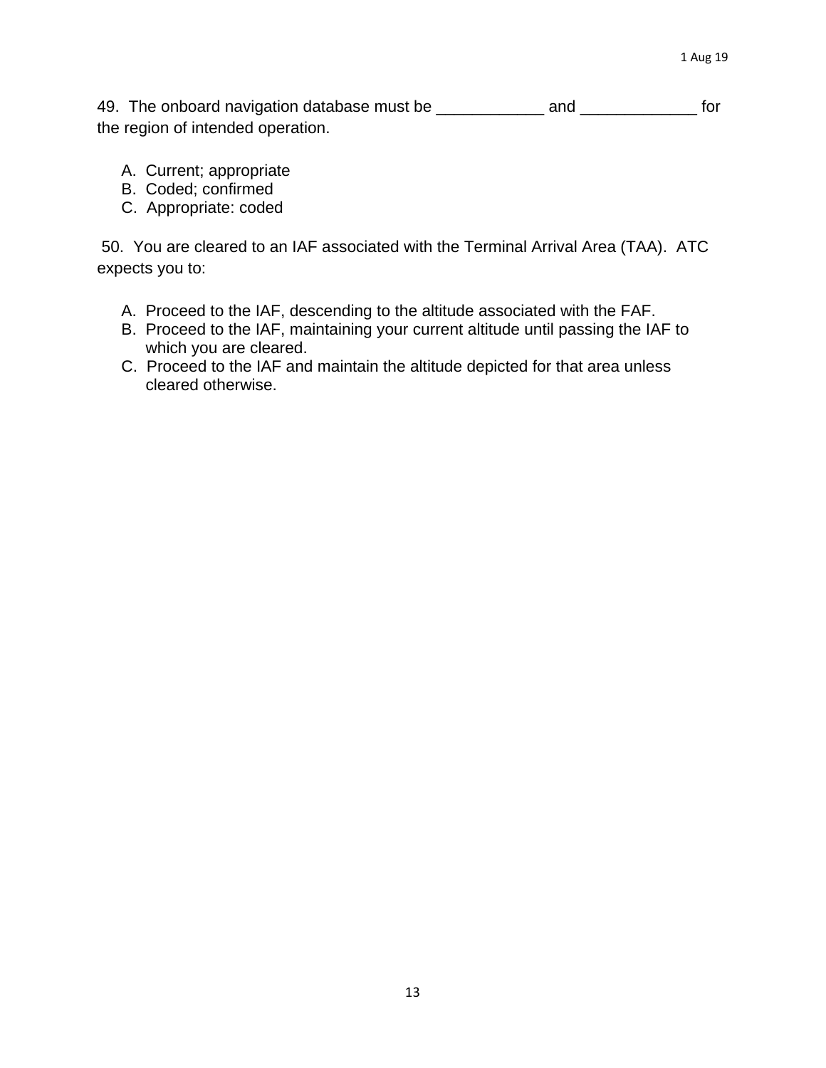49. The onboard navigation database must be ____________ and _____________ for the region of intended operation.

A. Current; appropriate
B. Coded; confirmed
C. Appropriate: coded

50. You are cleared to an IAF associated with the Terminal Arrival Area (TAA). ATC expects you to:

A. Proceed to the IAF, descending to the altitude associated with the FAF.
B. Proceed to the IAF, maintaining your current altitude until passing the IAF to which you are cleared.
C. Proceed to the IAF and maintain the altitude depicted for that area unless cleared otherwise.